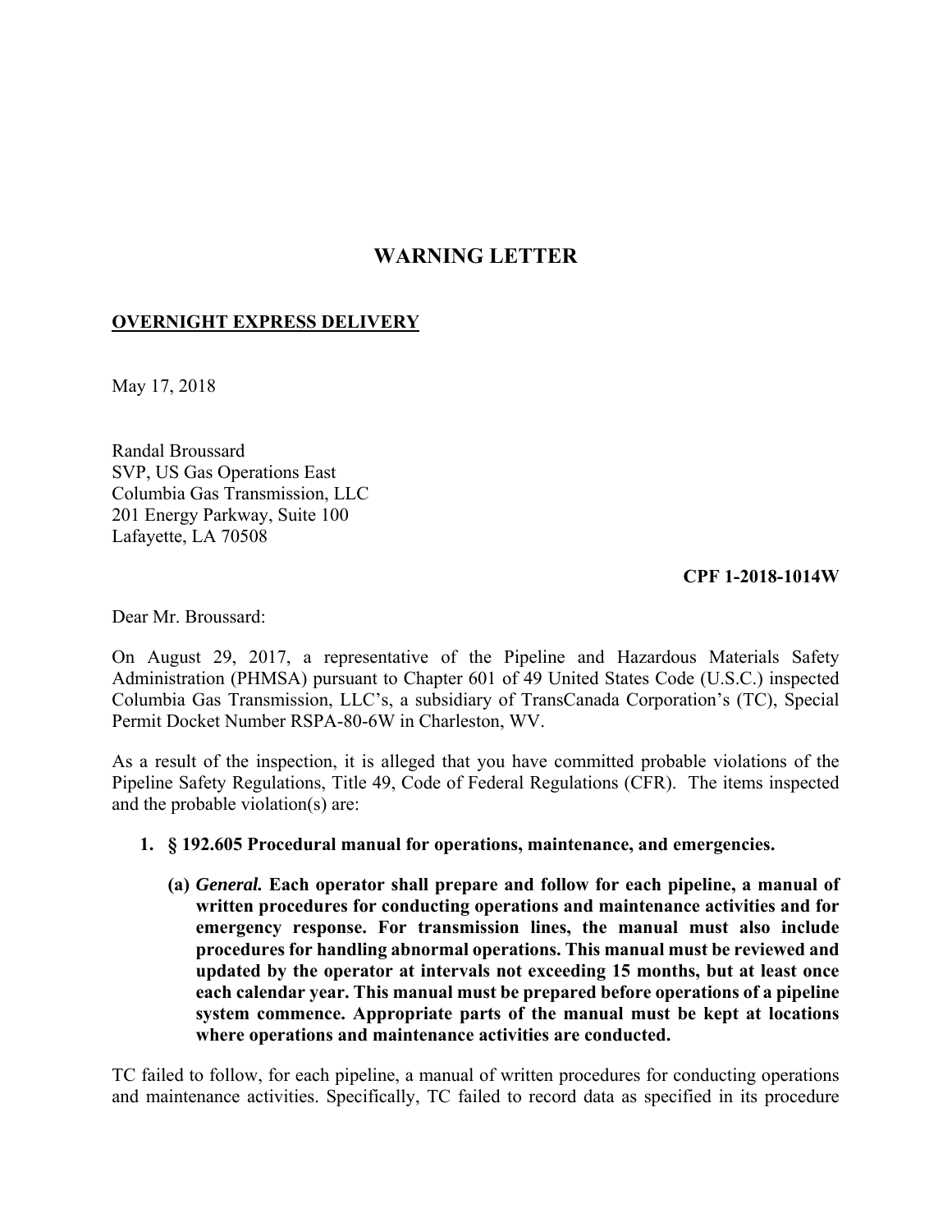# WARNING LETTER

**OVERNIGHT EXPRESS DELIVERY**

May 17, 2018

Randal Broussard
SVP, US Gas Operations East
Columbia Gas Transmission, LLC
201 Energy Parkway, Suite 100
Lafayette, LA 70508

**CPF 1-2018-1014W**

Dear Mr. Broussard:

On August 29, 2017, a representative of the Pipeline and Hazardous Materials Safety Administration (PHMSA) pursuant to Chapter 601 of 49 United States Code (U.S.C.) inspected Columbia Gas Transmission, LLC's, a subsidiary of TransCanada Corporation's (TC), Special Permit Docket Number RSPA-80-6W in Charleston, WV.

As a result of the inspection, it is alleged that you have committed probable violations of the Pipeline Safety Regulations, Title 49, Code of Federal Regulations (CFR). The items inspected and the probable violation(s) are:

1. **§ 192.605 Procedural manual for operations, maintenance, and emergencies.**

   **(a)** ***General.*** **Each operator shall prepare and follow for each pipeline, a manual of written procedures for conducting operations and maintenance activities and for emergency response. For transmission lines, the manual must also include procedures for handling abnormal operations. This manual must be reviewed and updated by the operator at intervals not exceeding 15 months, but at least once each calendar year. This manual must be prepared before operations of a pipeline system commence. Appropriate parts of the manual must be kept at locations where operations and maintenance activities are conducted.**

TC failed to follow, for each pipeline, a manual of written procedures for conducting operations and maintenance activities. Specifically, TC failed to record data as specified in its procedure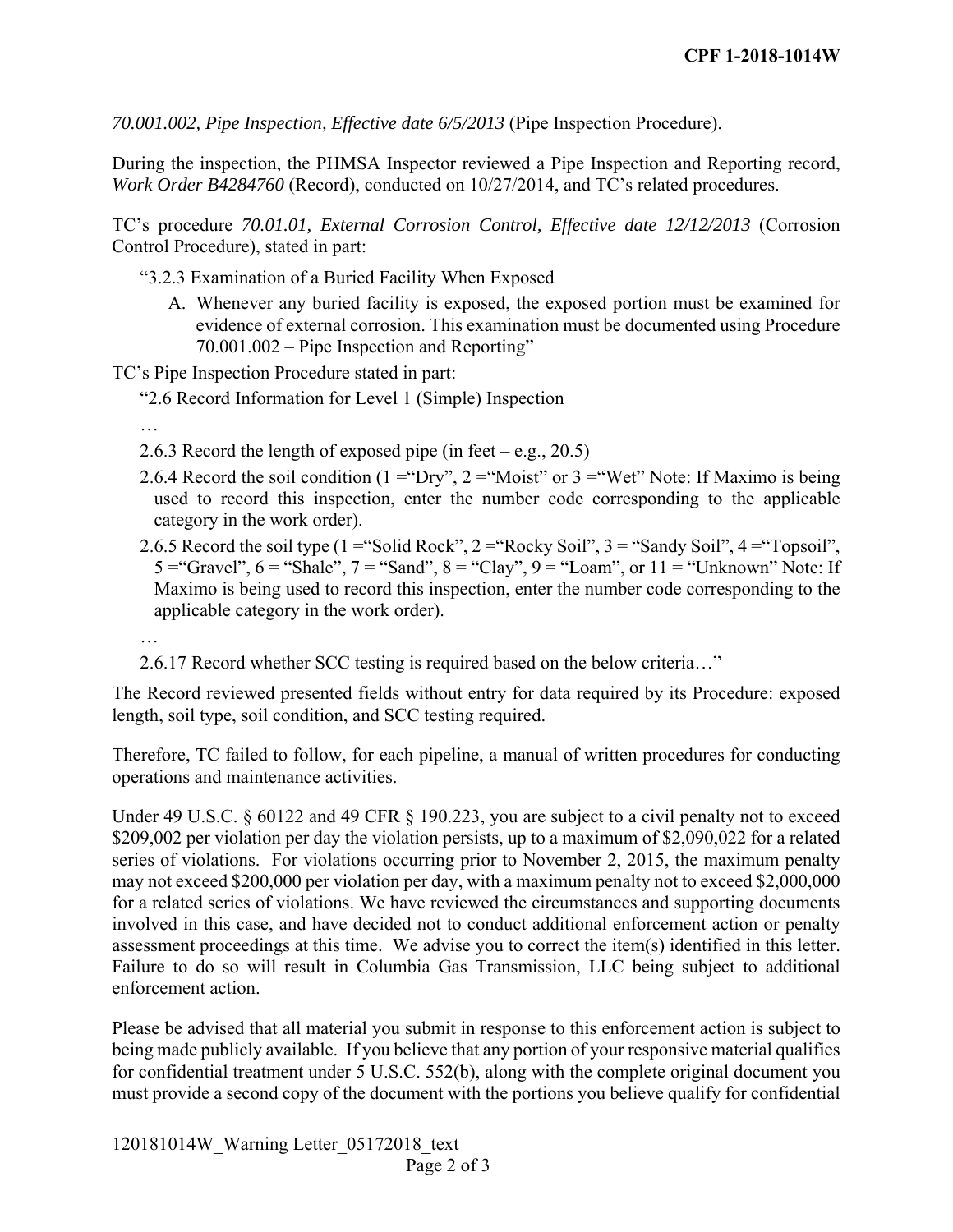*70.001.002, Pipe Inspection, Effective date 6/5/2013* (Pipe Inspection Procedure).

During the inspection, the PHMSA Inspector reviewed a Pipe Inspection and Reporting record, *Work Order B4284760* (Record), conducted on 10/27/2014, and TC's related procedures.

TC's procedure *70.01.01, External Corrosion Control, Effective date 12/12/2013* (Corrosion Control Procedure), stated in part:

> "3.2.3 Examination of a Buried Facility When Exposed
>
> A. Whenever any buried facility is exposed, the exposed portion must be examined for evidence of external corrosion. This examination must be documented using Procedure 70.001.002 – Pipe Inspection and Reporting"

TC's Pipe Inspection Procedure stated in part:

> "2.6 Record Information for Level 1 (Simple) Inspection
>
> …
>
> 2.6.3 Record the length of exposed pipe (in feet – e.g., 20.5)
>
> 2.6.4 Record the soil condition (1 ="Dry", 2 ="Moist" or 3 ="Wet" Note: If Maximo is being used to record this inspection, enter the number code corresponding to the applicable category in the work order).
>
> 2.6.5 Record the soil type (1 ="Solid Rock", 2 ="Rocky Soil", 3 = "Sandy Soil", 4 ="Topsoil", 5 ="Gravel", 6 = "Shale", 7 = "Sand", 8 = "Clay", 9 = "Loam", or 11 = "Unknown" Note: If Maximo is being used to record this inspection, enter the number code corresponding to the applicable category in the work order).
>
> …
>
> 2.6.17 Record whether SCC testing is required based on the below criteria…"

The Record reviewed presented fields without entry for data required by its Procedure: exposed length, soil type, soil condition, and SCC testing required.

Therefore, TC failed to follow, for each pipeline, a manual of written procedures for conducting operations and maintenance activities.

Under 49 U.S.C. § 60122 and 49 CFR § 190.223, you are subject to a civil penalty not to exceed $209,002 per violation per day the violation persists, up to a maximum of $2,090,022 for a related series of violations. For violations occurring prior to November 2, 2015, the maximum penalty may not exceed $200,000 per violation per day, with a maximum penalty not to exceed $2,000,000 for a related series of violations. We have reviewed the circumstances and supporting documents involved in this case, and have decided not to conduct additional enforcement action or penalty assessment proceedings at this time. We advise you to correct the item(s) identified in this letter. Failure to do so will result in Columbia Gas Transmission, LLC being subject to additional enforcement action.

Please be advised that all material you submit in response to this enforcement action is subject to being made publicly available. If you believe that any portion of your responsive material qualifies for confidential treatment under 5 U.S.C. 552(b), along with the complete original document you must provide a second copy of the document with the portions you believe qualify for confidential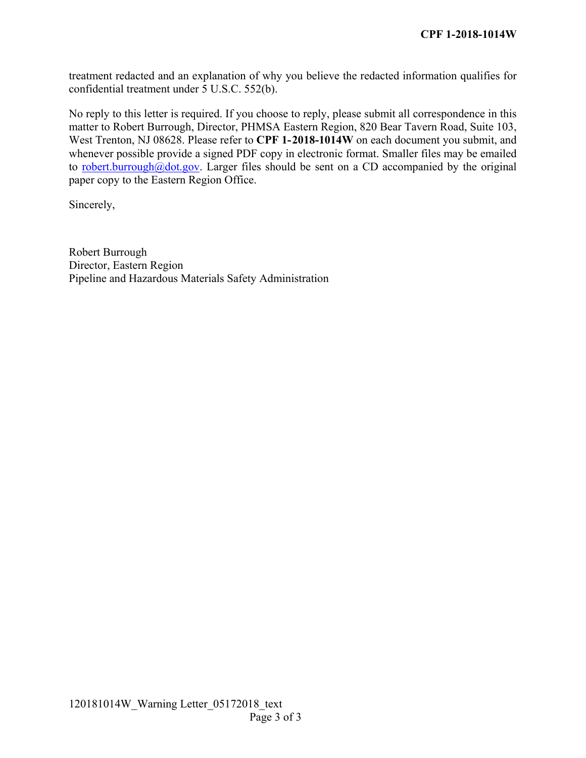treatment redacted and an explanation of why you believe the redacted information qualifies for confidential treatment under 5 U.S.C. 552(b).

No reply to this letter is required. If you choose to reply, please submit all correspondence in this matter to Robert Burrough, Director, PHMSA Eastern Region, 820 Bear Tavern Road, Suite 103, West Trenton, NJ 08628. Please refer to **CPF 1-2018-1014W** on each document you submit, and whenever possible provide a signed PDF copy in electronic format. Smaller files may be emailed to robert.burrough@dot.gov. Larger files should be sent on a CD accompanied by the original paper copy to the Eastern Region Office.

Sincerely,

Robert Burrough
Director, Eastern Region
Pipeline and Hazardous Materials Safety Administration